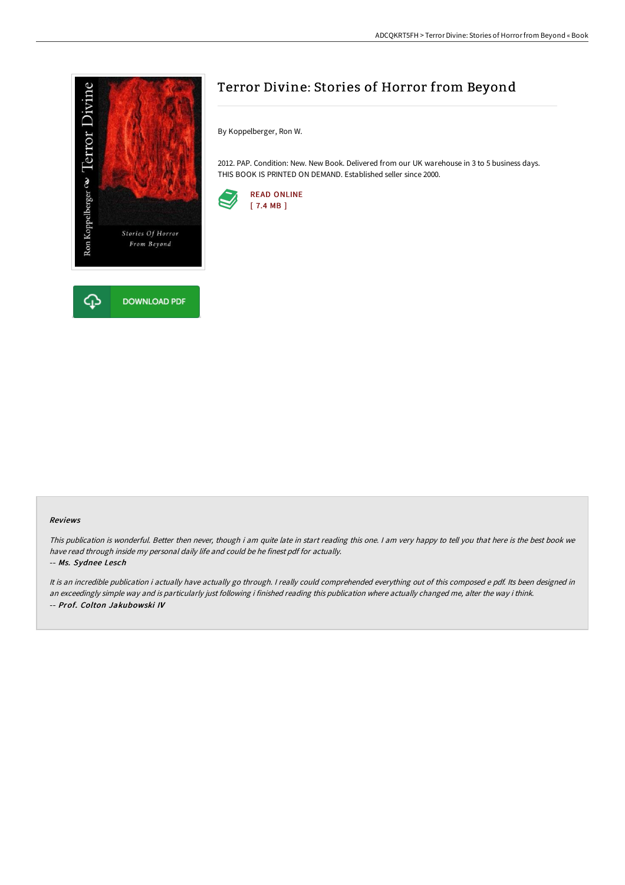# Terror Divine: Stories of Horror from Beyond

By Koppelberger, Ron W.

2012. PAP. Condition: New. New Book. Delivered from our UK warehouse in 3 to 5 business days. THIS BOOK IS PRINTED ON DEMAND. Established seller since 2000.

READ ONLINE
[ 7.4 MB ]

DOWNLOAD PDF

#### Reviews

*This publication is wonderful. Better then never, though i am quite late in start reading this one. I am very happy to tell you that here is the best book we have read through inside my personal daily life and could be he finest pdf for actually.*

*-- Ms. Sydnee Lesch*

*It is an incredible publication i actually have actually go through. I really could comprehended everything out of this composed e pdf. Its been designed in an exceedingly simple way and is particularly just following i finished reading this publication where actually changed me, alter the way i think.*

*-- Prof. Colton Jakubowski IV*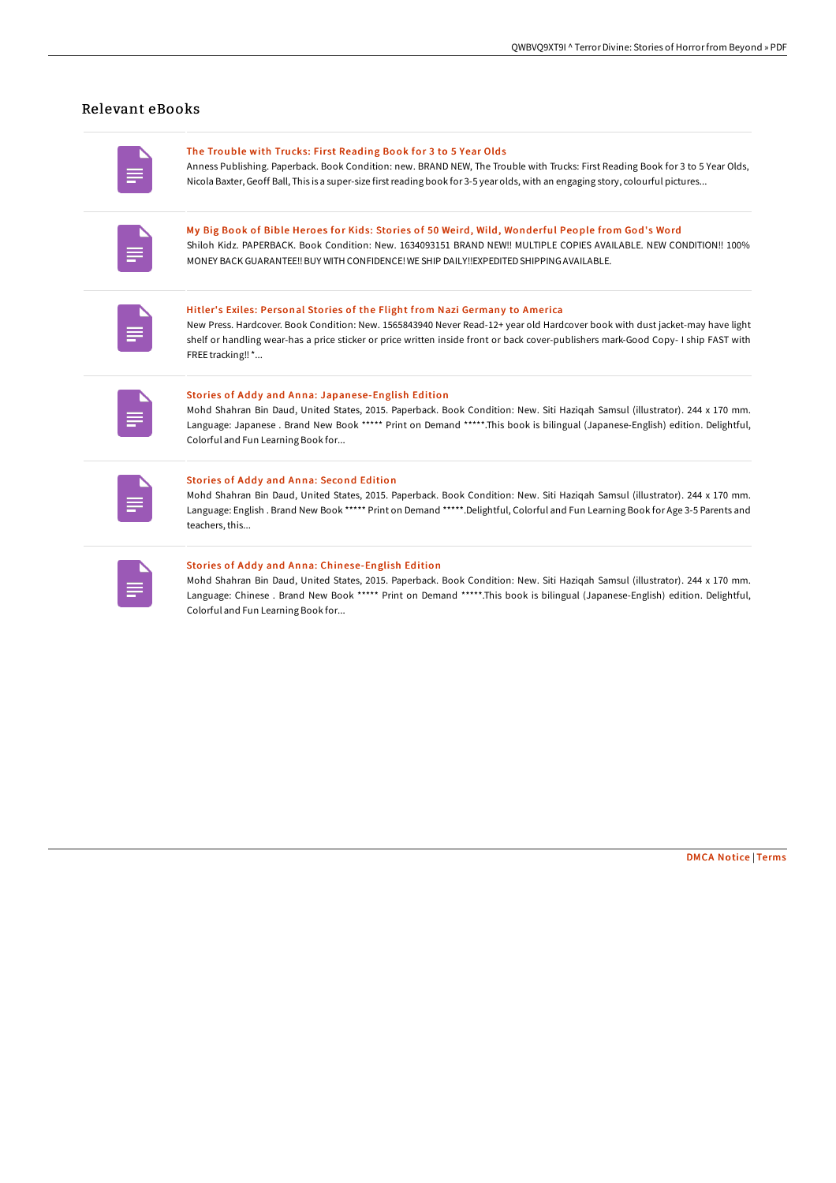## Relevant eBooks

### The Trouble with Trucks: First Reading Book for 3 to 5 Year Olds

Anness Publishing. Paperback. Book Condition: new. BRAND NEW, The Trouble with Trucks: First Reading Book for 3 to 5 Year Olds, Nicola Baxter, Geoff Ball, This is a super-size first reading book for 3-5 year olds, with an engaging story, colourful pictures...

### My Big Book of Bible Heroes for Kids: Stories of 50 Weird, Wild, Wonderful People from God's Word

Shiloh Kidz. PAPERBACK. Book Condition: New. 1634093151 BRAND NEW!! MULTIPLE COPIES AVAILABLE. NEW CONDITION!! 100% MONEY BACK GUARANTEE!! BUY WITH CONFIDENCE! WE SHIP DAILY!!EXPEDITED SHIPPING AVAILABLE.

### Hitler's Exiles: Personal Stories of the Flight from Nazi Germany to America

New Press. Hardcover. Book Condition: New. 1565843940 Never Read-12+ year old Hardcover book with dust jacket-may have light shelf or handling wear-has a price sticker or price written inside front or back cover-publishers mark-Good Copy- I ship FAST with FREE tracking!! *...

### Stories of Addy and Anna: Japanese-English Edition

Mohd Shahran Bin Daud, United States, 2015. Paperback. Book Condition: New. Siti Haziqah Samsul (illustrator). 244 x 170 mm. Language: Japanese . Brand New Book ***** Print on Demand *****.This book is bilingual (Japanese-English) edition. Delightful, Colorful and Fun Learning Book for...

### Stories of Addy and Anna: Second Edition

Mohd Shahran Bin Daud, United States, 2015. Paperback. Book Condition: New. Siti Haziqah Samsul (illustrator). 244 x 170 mm. Language: English . Brand New Book ***** Print on Demand *****.Delightful, Colorful and Fun Learning Book for Age 3-5 Parents and teachers, this...

### Stories of Addy and Anna: Chinese-English Edition

Mohd Shahran Bin Daud, United States, 2015. Paperback. Book Condition: New. Siti Haziqah Samsul (illustrator). 244 x 170 mm. Language: Chinese . Brand New Book ***** Print on Demand *****.This book is bilingual (Japanese-English) edition. Delightful, Colorful and Fun Learning Book for...

DMCA Notice | Terms